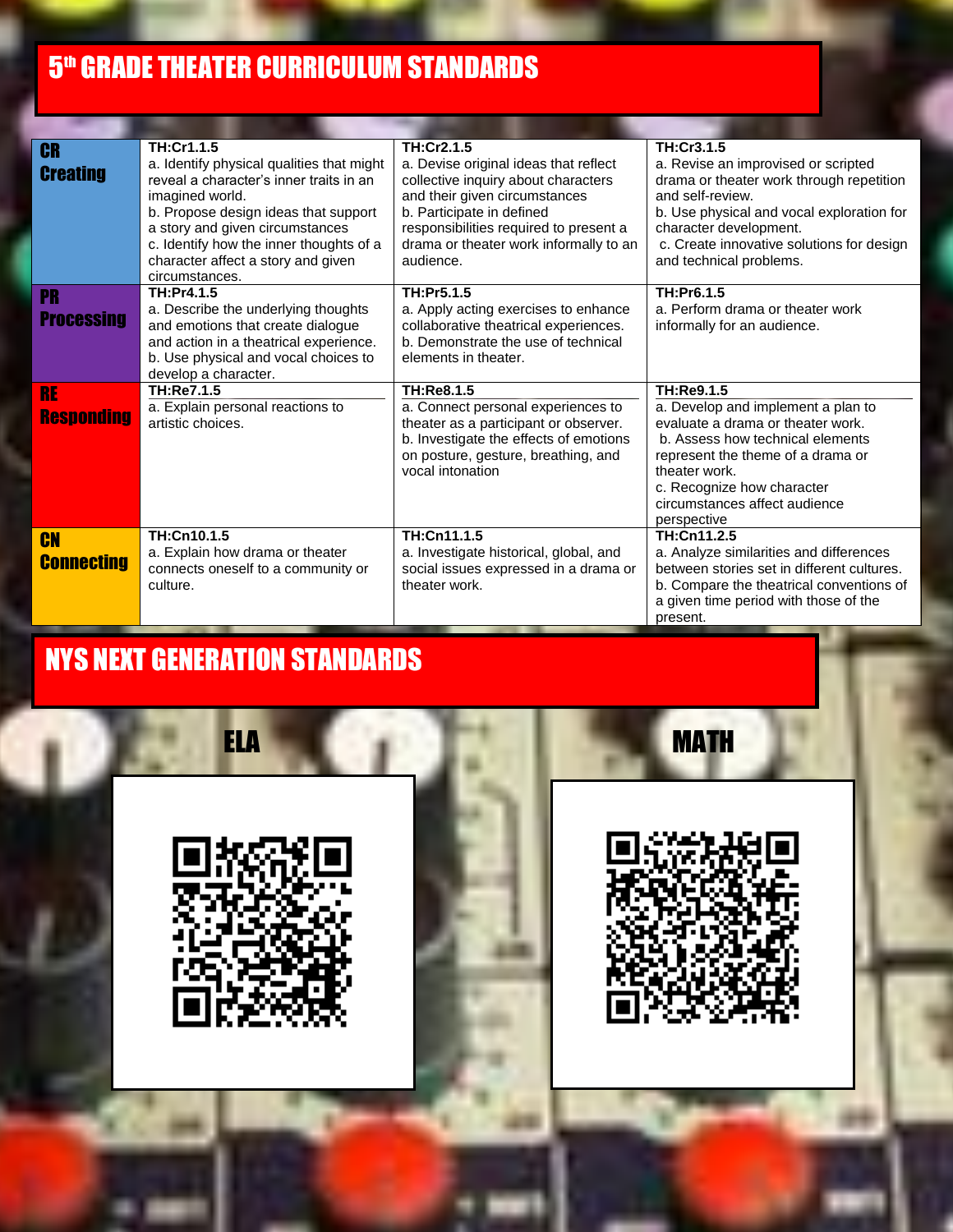# 5th GRADE THEATER CURRICULUM STANDARDS

| | | | |
|---|---|---|---|
| **CR Creating** | **TH:Cr1.1.5**<br>a. Identify physical qualities that might reveal a character's inner traits in an imagined world.<br>b. Propose design ideas that support a story and given circumstances<br>c. Identify how the inner thoughts of a character affect a story and given circumstances. | **TH:Cr2.1.5**<br>a. Devise original ideas that reflect collective inquiry about characters and their given circumstances<br>b. Participate in defined responsibilities required to present a drama or theater work informally to an audience. | **TH:Cr3.1.5**<br>a. Revise an improvised or scripted drama or theater work through repetition and self-review.<br>b. Use physical and vocal exploration for character development.<br>c. Create innovative solutions for design and technical problems. |
| **PR Processing** | **TH:Pr4.1.5**<br>a. Describe the underlying thoughts and emotions that create dialogue and action in a theatrical experience.<br>b. Use physical and vocal choices to develop a character. | **TH:Pr5.1.5**<br>a. Apply acting exercises to enhance collaborative theatrical experiences.<br>b. Demonstrate the use of technical elements in theater. | **TH:Pr6.1.5**<br>a. Perform drama or theater work informally for an audience. |
| **RE Responding** | **TH:Re7.1.5**<br>a. Explain personal reactions to artistic choices. | **TH:Re8.1.5**<br>a. Connect personal experiences to theater as a participant or observer.<br>b. Investigate the effects of emotions on posture, gesture, breathing, and vocal intonation | **TH:Re9.1.5**<br>a. Develop and implement a plan to evaluate a drama or theater work.<br>b. Assess how technical elements represent the theme of a drama or theater work.<br>c. Recognize how character circumstances affect audience perspective |
| **CN Connecting** | **TH:Cn10.1.5**<br>a. Explain how drama or theater connects oneself to a community or culture. | **TH:Cn11.1.5**<br>a. Investigate historical, global, and social issues expressed in a drama or theater work. | **TH:Cn11.2.5**<br>a. Analyze similarities and differences between stories set in different cultures.<br>b. Compare the theatrical conventions of a given time period with those of the present. |

# NYS NEXT GENERATION STANDARDS

## ELA

## MATH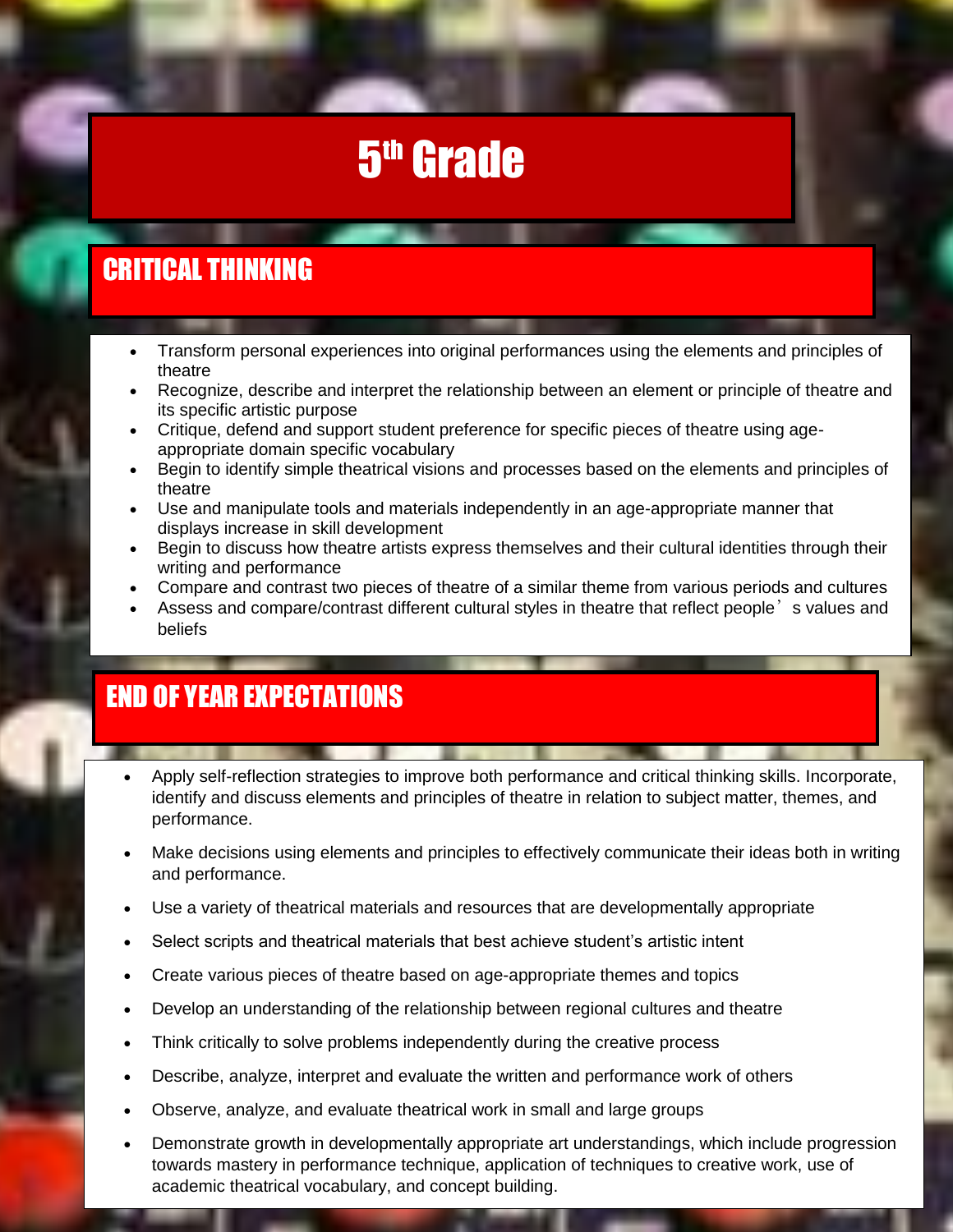# 5th Grade

## CRITICAL THINKING

- Transform personal experiences into original performances using the elements and principles of theatre
- Recognize, describe and interpret the relationship between an element or principle of theatre and its specific artistic purpose
- Critique, defend and support student preference for specific pieces of theatre using age-appropriate domain specific vocabulary
- Begin to identify simple theatrical visions and processes based on the elements and principles of theatre
- Use and manipulate tools and materials independently in an age-appropriate manner that displays increase in skill development
- Begin to discuss how theatre artists express themselves and their cultural identities through their writing and performance
- Compare and contrast two pieces of theatre of a similar theme from various periods and cultures
- Assess and compare/contrast different cultural styles in theatre that reflect people's values and beliefs

## END OF YEAR EXPECTATIONS

- Apply self-reflection strategies to improve both performance and critical thinking skills. Incorporate, identify and discuss elements and principles of theatre in relation to subject matter, themes, and performance.
- Make decisions using elements and principles to effectively communicate their ideas both in writing and performance.
- Use a variety of theatrical materials and resources that are developmentally appropriate
- Select scripts and theatrical materials that best achieve student's artistic intent
- Create various pieces of theatre based on age-appropriate themes and topics
- Develop an understanding of the relationship between regional cultures and theatre
- Think critically to solve problems independently during the creative process
- Describe, analyze, interpret and evaluate the written and performance work of others
- Observe, analyze, and evaluate theatrical work in small and large groups
- Demonstrate growth in developmentally appropriate art understandings, which include progression towards mastery in performance technique, application of techniques to creative work, use of academic theatrical vocabulary, and concept building.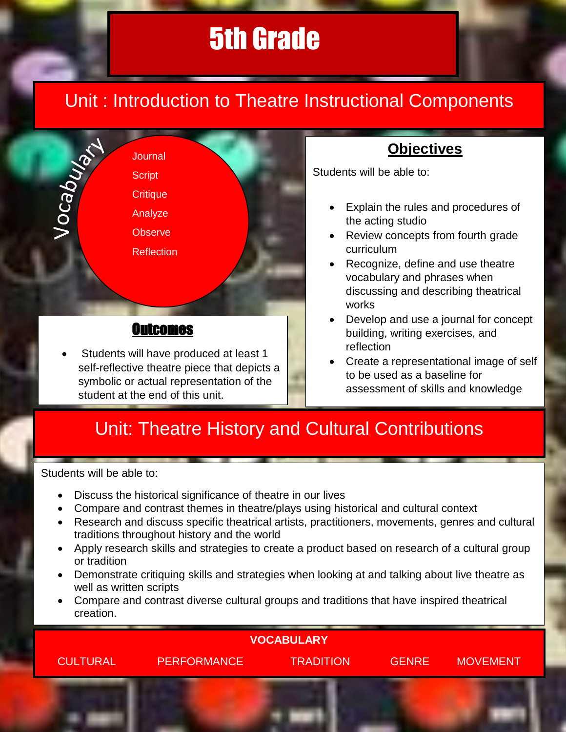# 5th Grade

## Unit : Introduction to Theatre Instructional Components

### Vocabulary

- Journal
- Script
- Critique
- Analyze
- Observe
- Reflection

### Outcomes

- Students will have produced at least 1 self-reflective theatre piece that depicts a symbolic or actual representation of the student at the end of this unit.

### Objectives

Students will be able to:

- Explain the rules and procedures of the acting studio
- Review concepts from fourth grade curriculum
- Recognize, define and use theatre vocabulary and phrases when discussing and describing theatrical works
- Develop and use a journal for concept building, writing exercises, and reflection
- Create a representational image of self to be used as a baseline for assessment of skills and knowledge

## Unit: Theatre History and Cultural Contributions

Students will be able to:

- Discuss the historical significance of theatre in our lives
- Compare and contrast themes in theatre/plays using historical and cultural context
- Research and discuss specific theatrical artists, practitioners, movements, genres and cultural traditions throughout history and the world
- Apply research skills and strategies to create a product based on research of a cultural group or tradition
- Demonstrate critiquing skills and strategies when looking at and talking about live theatre as well as written scripts
- Compare and contrast diverse cultural groups and traditions that have inspired theatrical creation.

**VOCABULARY**

CULTURAL PERFORMANCE TRADITION GENRE MOVEMENT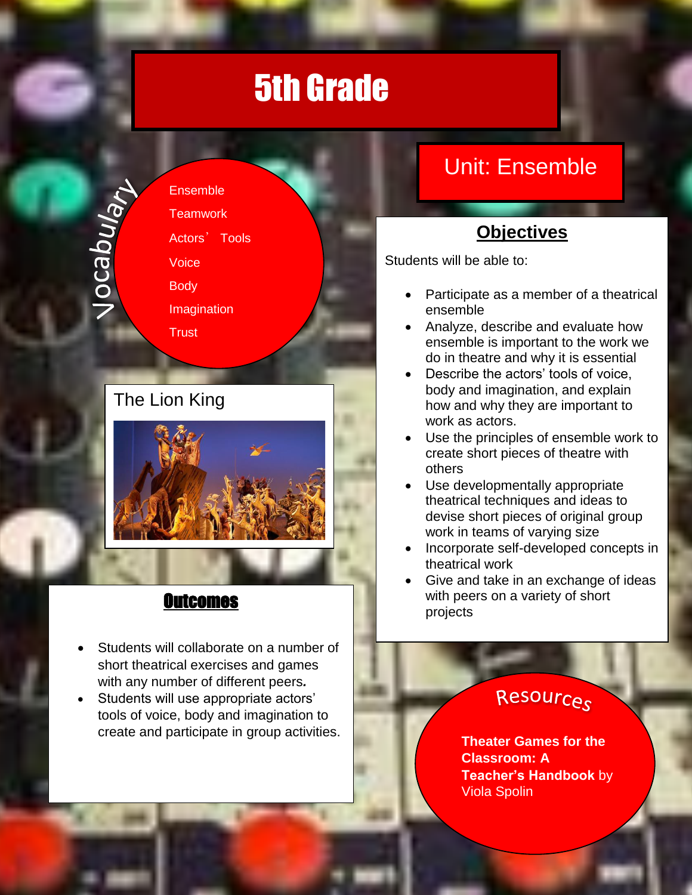# 5th Grade

## Unit: Ensemble

### Vocabulary

- Ensemble
- Teamwork
- Actors' Tools
- Voice
- Body
- Imagination
- Trust

### The Lion King

### Objectives

Students will be able to:

- Participate as a member of a theatrical ensemble
- Analyze, describe and evaluate how ensemble is important to the work we do in theatre and why it is essential
- Describe the actors' tools of voice, body and imagination, and explain how and why they are important to work as actors.
- Use the principles of ensemble work to create short pieces of theatre with others
- Use developmentally appropriate theatrical techniques and ideas to devise short pieces of original group work in teams of varying size
- Incorporate self-developed concepts in theatrical work
- Give and take in an exchange of ideas with peers on a variety of short projects

### Outcomes

- Students will collaborate on a number of short theatrical exercises and games with any number of different peers.
- Students will use appropriate actors' tools of voice, body and imagination to create and participate in group activities.

### Resources

**Theater Games for the Classroom: A Teacher's Handbook** by Viola Spolin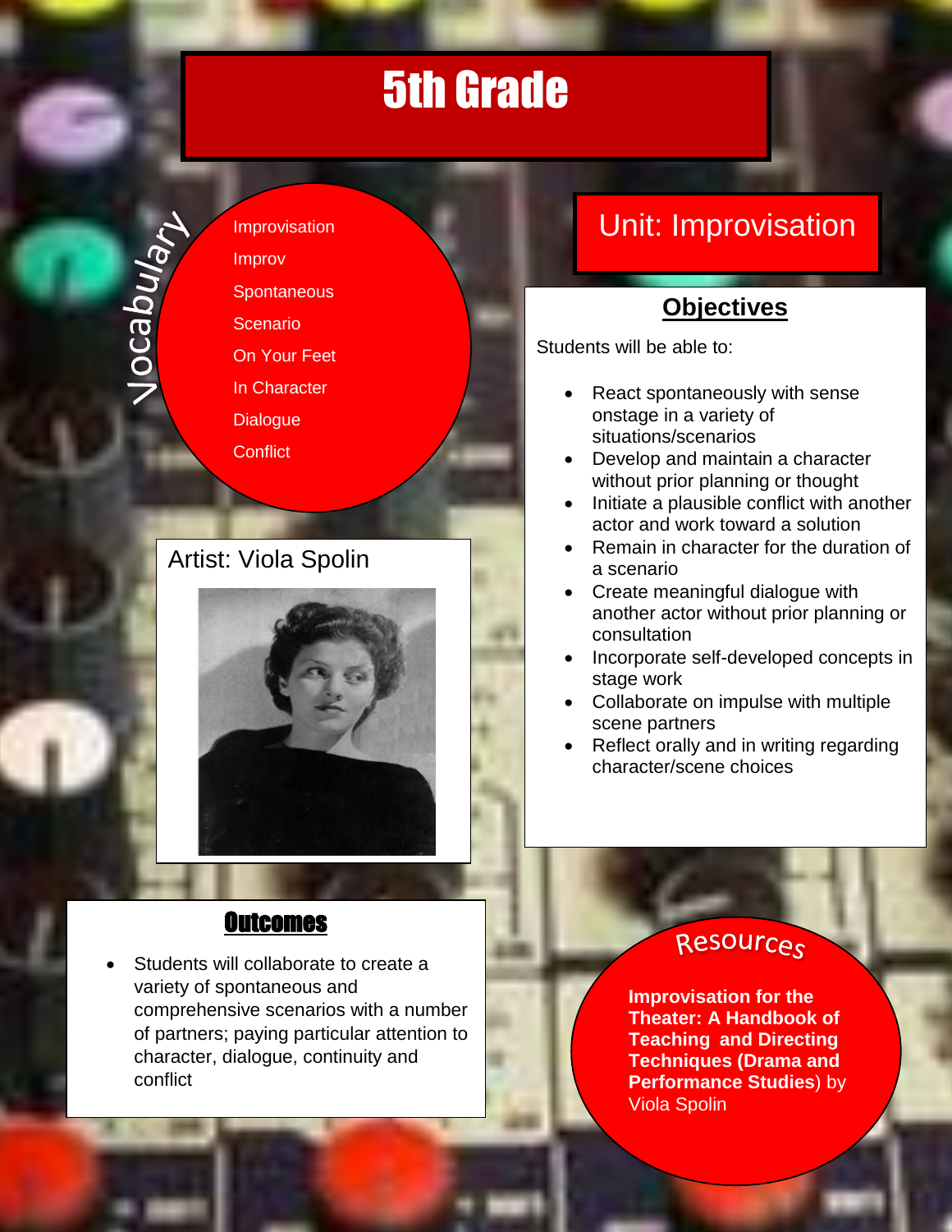# 5th Grade

## Vocabulary

- Improvisation
- Improv
- Spontaneous
- Scenario
- On Your Feet
- In Character
- Dialogue
- Conflict

## Unit: Improvisation

### Objectives

Students will be able to:

- React spontaneously with sense onstage in a variety of situations/scenarios
- Develop and maintain a character without prior planning or thought
- Initiate a plausible conflict with another actor and work toward a solution
- Remain in character for the duration of a scenario
- Create meaningful dialogue with another actor without prior planning or consultation
- Incorporate self-developed concepts in stage work
- Collaborate on impulse with multiple scene partners
- Reflect orally and in writing regarding character/scene choices

## Artist: Viola Spolin

### Outcomes

- Students will collaborate to create a variety of spontaneous and comprehensive scenarios with a number of partners; paying particular attention to character, dialogue, continuity and conflict

## Resources

**Improvisation for the Theater: A Handbook of Teaching and Directing Techniques (Drama and Performance Studies)** by Viola Spolin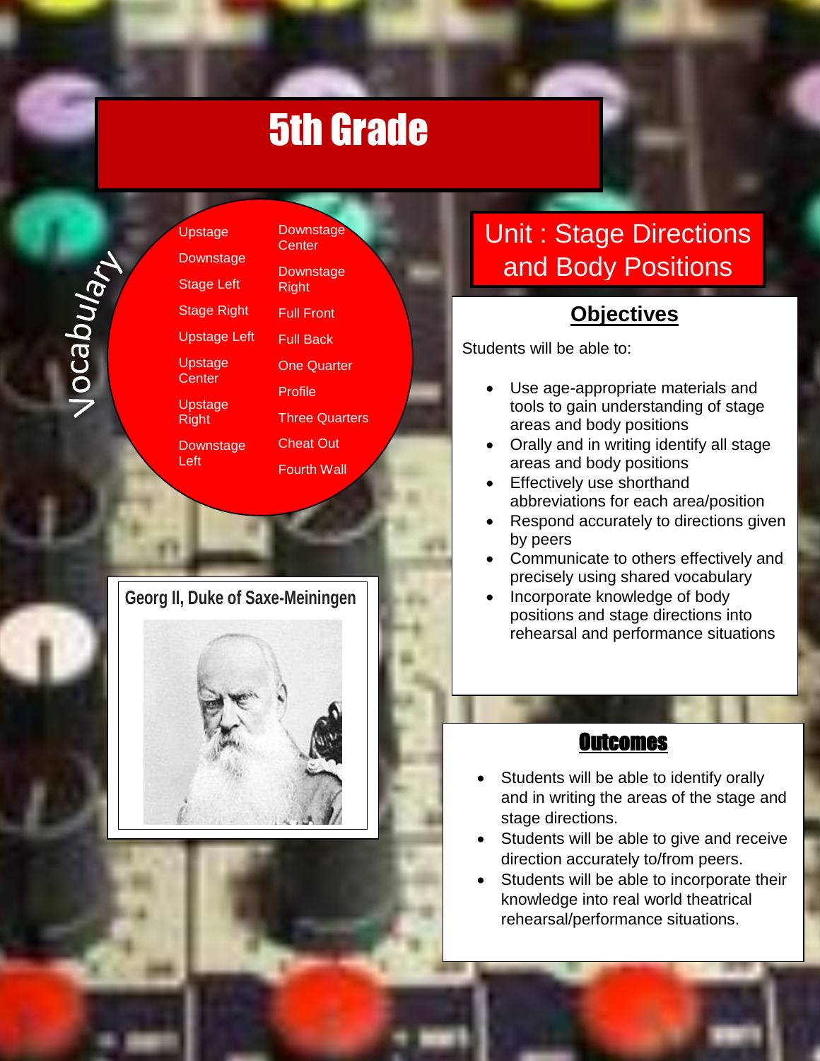# 5th Grade

## Vocabulary

- Upstage
- Downstage
- Stage Left
- Stage Right
- Upstage Left
- Upstage Center
- Upstage Right
- Downstage Left
- Downstage Center
- Downstage Right
- Full Front
- Full Back
- One Quarter
- Profile
- Three Quarters
- Cheat Out
- Fourth Wall

**Georg II, Duke of Saxe-Meiningen**

## Unit : Stage Directions and Body Positions

### Objectives

Students will be able to:

- Use age-appropriate materials and tools to gain understanding of stage areas and body positions
- Orally and in writing identify all stage areas and body positions
- Effectively use shorthand abbreviations for each area/position
- Respond accurately to directions given by peers
- Communicate to others effectively and precisely using shared vocabulary
- Incorporate knowledge of body positions and stage directions into rehearsal and performance situations

### Outcomes

- Students will be able to identify orally and in writing the areas of the stage and stage directions.
- Students will be able to give and receive direction accurately to/from peers.
- Students will be able to incorporate their knowledge into real world theatrical rehearsal/performance situations.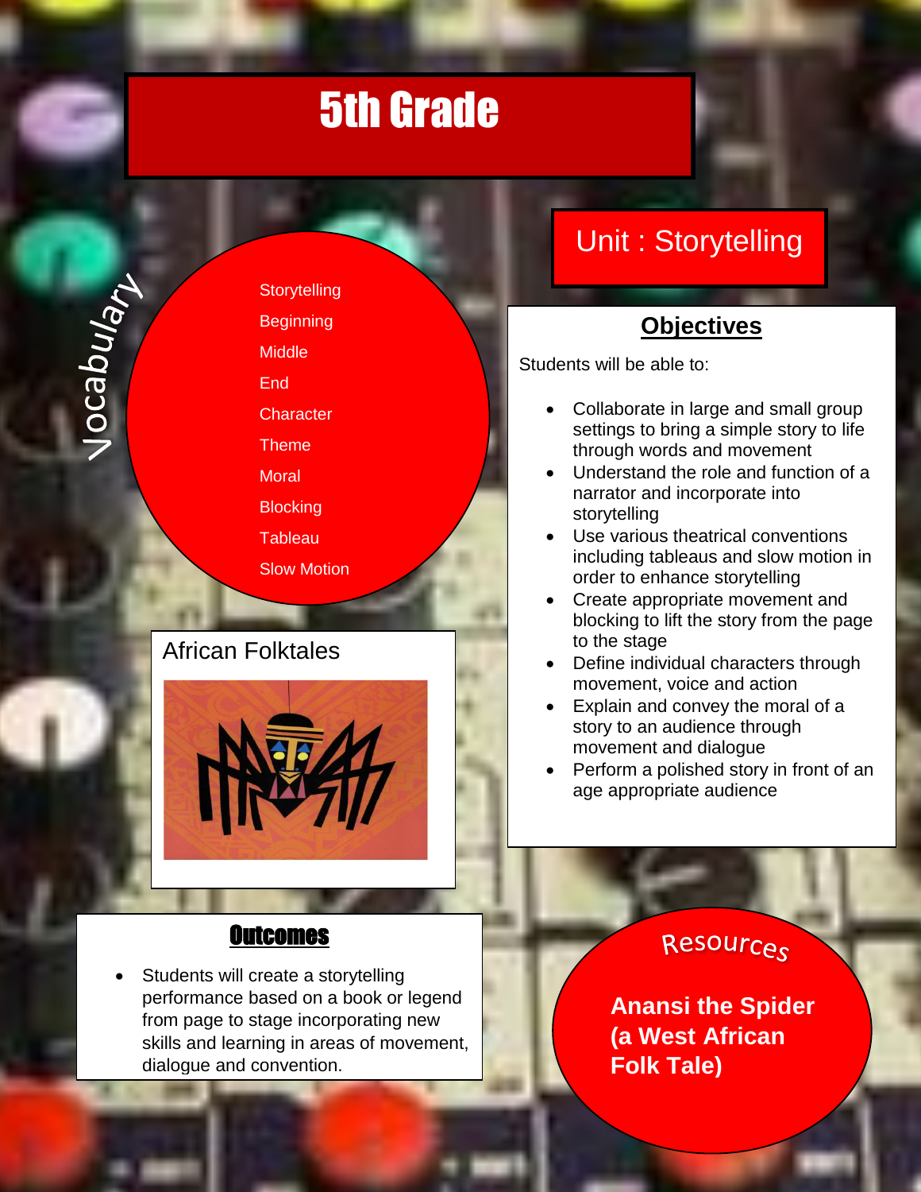# 5th Grade

## Unit : Storytelling

## Vocabulary

- Storytelling
- Beginning
- Middle
- End
- Character
- Theme
- Moral
- Blocking
- Tableau
- Slow Motion

## Objectives

Students will be able to:

- Collaborate in large and small group settings to bring a simple story to life through words and movement
- Understand the role and function of a narrator and incorporate into storytelling
- Use various theatrical conventions including tableaus and slow motion in order to enhance storytelling
- Create appropriate movement and blocking to lift the story from the page to the stage
- Define individual characters through movement, voice and action
- Explain and convey the moral of a story to an audience through movement and dialogue
- Perform a polished story in front of an age appropriate audience

## African Folktales

## Outcomes

- Students will create a storytelling performance based on a book or legend from page to stage incorporating new skills and learning in areas of movement, dialogue and convention.

## Resources

**Anansi the Spider (a West African Folk Tale)**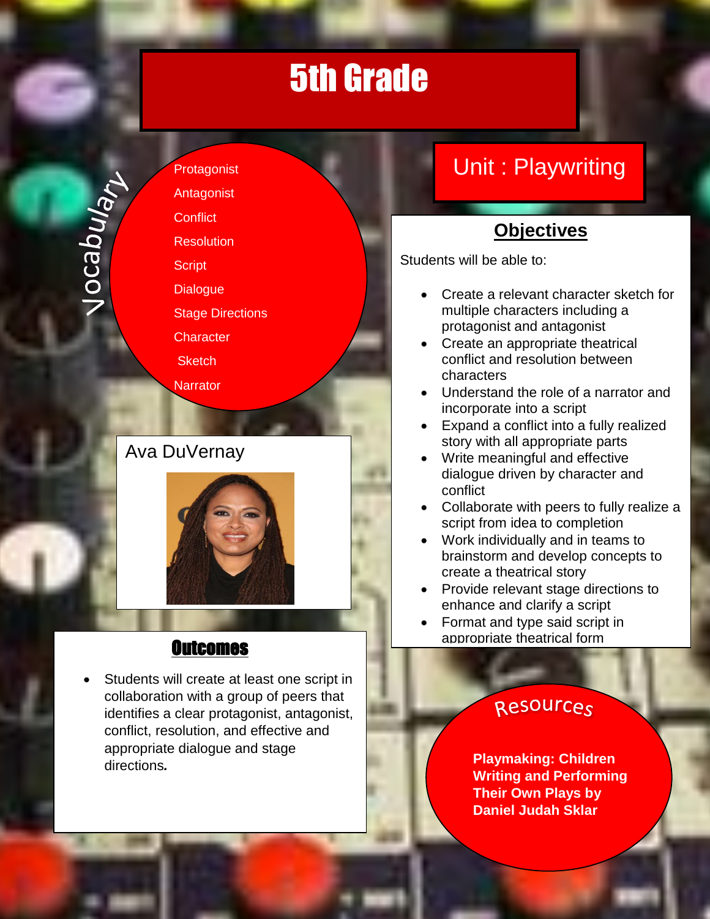# 5th Grade

## Unit : Playwriting

### Vocabulary

- Protagonist
- Antagonist
- Conflict
- Resolution
- Script
- Dialogue
- Stage Directions
- Character Sketch
- Narrator

### Objectives

Students will be able to:

- Create a relevant character sketch for multiple characters including a protagonist and antagonist
- Create an appropriate theatrical conflict and resolution between characters
- Understand the role of a narrator and incorporate into a script
- Expand a conflict into a fully realized story with all appropriate parts
- Write meaningful and effective dialogue driven by character and conflict
- Collaborate with peers to fully realize a script from idea to completion
- Work individually and in teams to brainstorm and develop concepts to create a theatrical story
- Provide relevant stage directions to enhance and clarify a script
- Format and type said script in appropriate theatrical form

Ava DuVernay

### Outcomes

- Students will create at least one script in collaboration with a group of peers that identifies a clear protagonist, antagonist, conflict, resolution, and effective and appropriate dialogue and stage directions.

### Resources

**Playmaking: Children Writing and Performing Their Own Plays by Daniel Judah Sklar**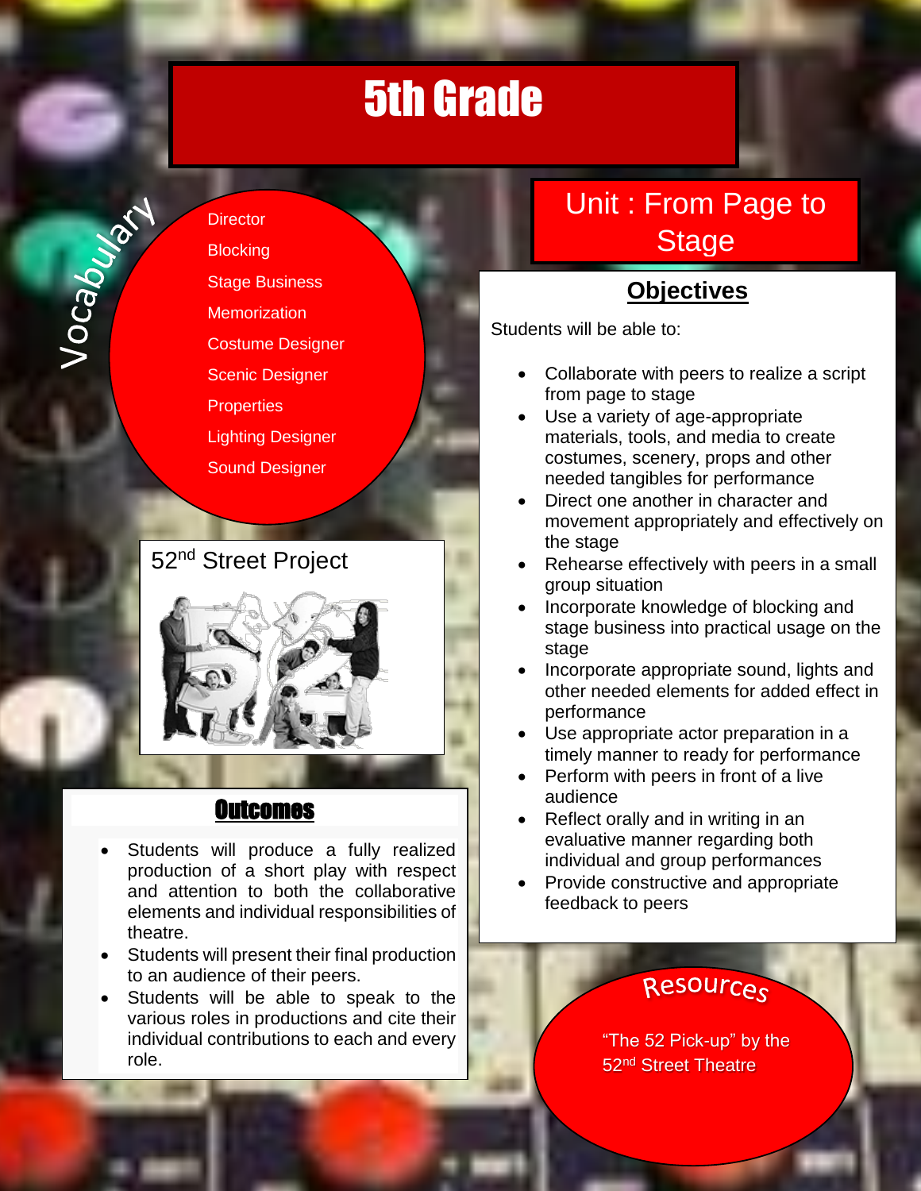# 5th Grade

## Unit : From Page to Stage

## Vocabulary

- Director
- Blocking
- Stage Business
- Memorization
- Costume Designer
- Scenic Designer
- Properties
- Lighting Designer
- Sound Designer

52nd Street Project

## Objectives

Students will be able to:

- Collaborate with peers to realize a script from page to stage
- Use a variety of age-appropriate materials, tools, and media to create costumes, scenery, props and other needed tangibles for performance
- Direct one another in character and movement appropriately and effectively on the stage
- Rehearse effectively with peers in a small group situation
- Incorporate knowledge of blocking and stage business into practical usage on the stage
- Incorporate appropriate sound, lights and other needed elements for added effect in performance
- Use appropriate actor preparation in a timely manner to ready for performance
- Perform with peers in front of a live audience
- Reflect orally and in writing in an evaluative manner regarding both individual and group performances
- Provide constructive and appropriate feedback to peers

## Outcomes

- Students will produce a fully realized production of a short play with respect and attention to both the collaborative elements and individual responsibilities of theatre.
- Students will present their final production to an audience of their peers.
- Students will be able to speak to the various roles in productions and cite their individual contributions to each and every role.

## Resources

"The 52 Pick-up" by the 52nd Street Theatre